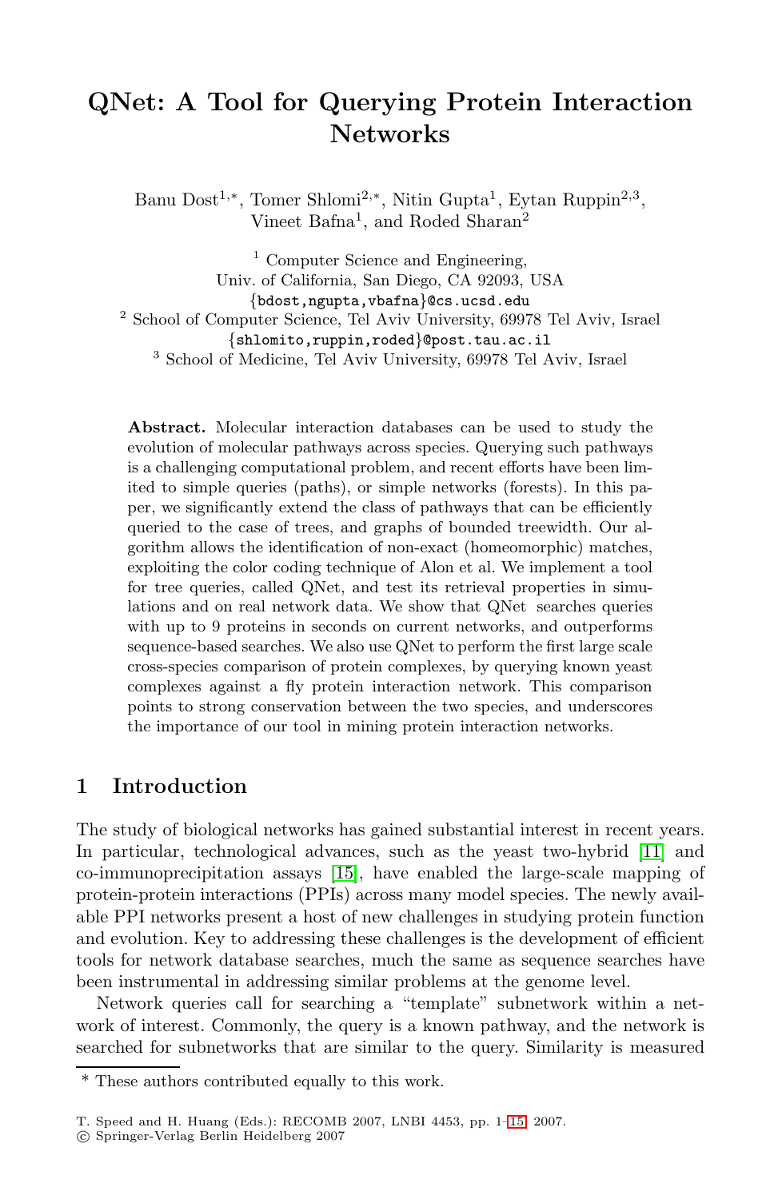# QNet: A Tool for Querying Protein Interaction Networks

Banu Dost[1,*], Tomer Shlomi[2,*], Nitin Gupta[1], Eytan Ruppin[2,3], Vineet Bafna[1], and Roded Sharan[2]

[1] Computer Science and Engineering, Univ. of California, San Diego, CA 92093, USA
{bdost,ngupta,vbafna}@cs.ucsd.edu

[2] School of Computer Science, Tel Aviv University, 69978 Tel Aviv, Israel
{shlomito,ruppin,roded}@post.tau.ac.il

[3] School of Medicine, Tel Aviv University, 69978 Tel Aviv, Israel

**Abstract.** Molecular interaction databases can be used to study the evolution of molecular pathways across species. Querying such pathways is a challenging computational problem, and recent efforts have been limited to simple queries (paths), or simple networks (forests). In this paper, we significantly extend the class of pathways that can be efficiently queried to the case of trees, and graphs of bounded treewidth. Our algorithm allows the identification of non-exact (homeomorphic) matches, exploiting the color coding technique of Alon et al. We implement a tool for tree queries, called QNet, and test its retrieval properties in simulations and on real network data. We show that QNet searches queries with up to 9 proteins in seconds on current networks, and outperforms sequence-based searches. We also use QNet to perform the first large scale cross-species comparison of protein complexes, by querying known yeast complexes against a fly protein interaction network. This comparison points to strong conservation between the two species, and underscores the importance of our tool in mining protein interaction networks.

## 1 Introduction

The study of biological networks has gained substantial interest in recent years. In particular, technological advances, such as the yeast two-hybrid [11] and co-immunoprecipitation assays [15], have enabled the large-scale mapping of protein-protein interactions (PPIs) across many model species. The newly available PPI networks present a host of new challenges in studying protein function and evolution. Key to addressing these challenges is the development of efficient tools for network database searches, much the same as sequence searches have been instrumental in addressing similar problems at the genome level.

Network queries call for searching a "template" subnetwork within a network of interest. Commonly, the query is a known pathway, and the network is searched for subnetworks that are similar to the query. Similarity is measured

* These authors contributed equally to this work.

T. Speed and H. Huang (Eds.): RECOMB 2007, LNBI 4453, pp. 1–15, 2007.
© Springer-Verlag Berlin Heidelberg 2007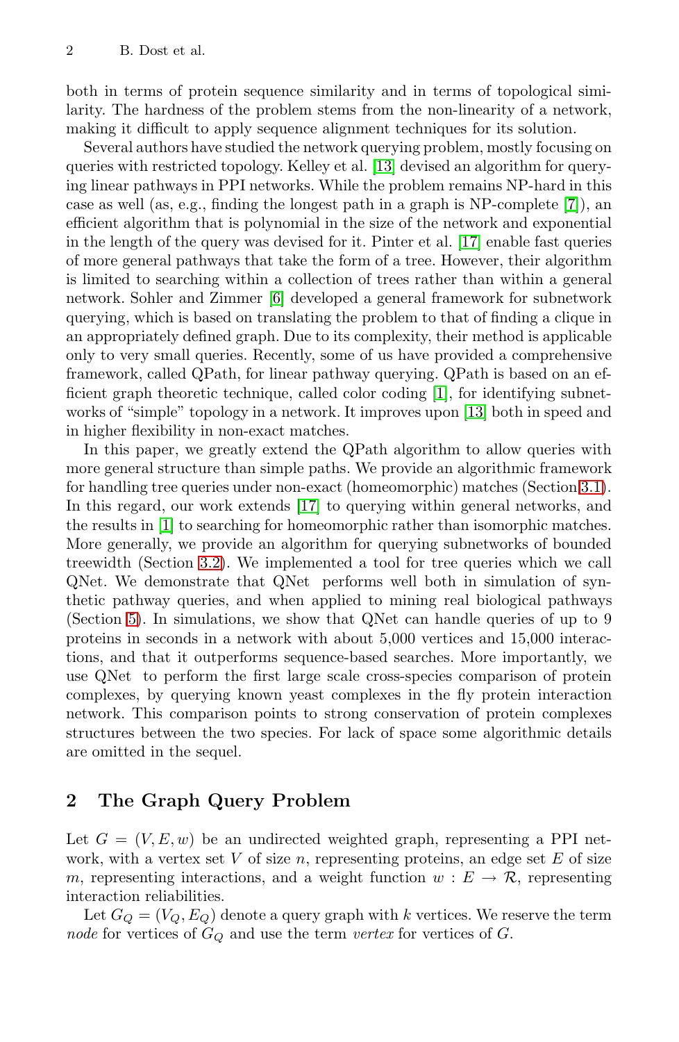both in terms of protein sequence similarity and in terms of topological similarity. The hardness of the problem stems from the non-linearity of a network, making it difficult to apply sequence alignment techniques for its solution.

Several authors have studied the network querying problem, mostly focusing on queries with restricted topology. Kelley et al. [13] devised an algorithm for querying linear pathways in PPI networks. While the problem remains NP-hard in this case as well (as, e.g., finding the longest path in a graph is NP-complete [7]), an efficient algorithm that is polynomial in the size of the network and exponential in the length of the query was devised for it. Pinter et al. [17] enable fast queries of more general pathways that take the form of a tree. However, their algorithm is limited to searching within a collection of trees rather than within a general network. Sohler and Zimmer [6] developed a general framework for subnetwork querying, which is based on translating the problem to that of finding a clique in an appropriately defined graph. Due to its complexity, their method is applicable only to very small queries. Recently, some of us have provided a comprehensive framework, called QPath, for linear pathway querying. QPath is based on an efficient graph theoretic technique, called color coding [1], for identifying subnetworks of "simple" topology in a network. It improves upon [13] both in speed and in higher flexibility in non-exact matches.

In this paper, we greatly extend the QPath algorithm to allow queries with more general structure than simple paths. We provide an algorithmic framework for handling tree queries under non-exact (homeomorphic) matches (Section 3.1). In this regard, our work extends [17] to querying within general networks, and the results in [1] to searching for homeomorphic rather than isomorphic matches. More generally, we provide an algorithm for querying subnetworks of bounded treewidth (Section 3.2). We implemented a tool for tree queries which we call QNet. We demonstrate that QNet performs well both in simulation of synthetic pathway queries, and when applied to mining real biological pathways (Section 5). In simulations, we show that QNet can handle queries of up to 9 proteins in seconds in a network with about 5,000 vertices and 15,000 interactions, and that it outperforms sequence-based searches. More importantly, we use QNet to perform the first large scale cross-species comparison of protein complexes, by querying known yeast complexes in the fly protein interaction network. This comparison points to strong conservation of protein complexes structures between the two species. For lack of space some algorithmic details are omitted in the sequel.

## 2 The Graph Query Problem

Let $G = (V, E, w)$ be an undirected weighted graph, representing a PPI network, with a vertex set $V$ of size $n$, representing proteins, an edge set $E$ of size $m$, representing interactions, and a weight function $w : E \rightarrow \mathcal{R}$, representing interaction reliabilities.

Let $G_Q = (V_Q, E_Q)$ denote a query graph with $k$ vertices. We reserve the term *node* for vertices of $G_Q$ and use the term *vertex* for vertices of $G$.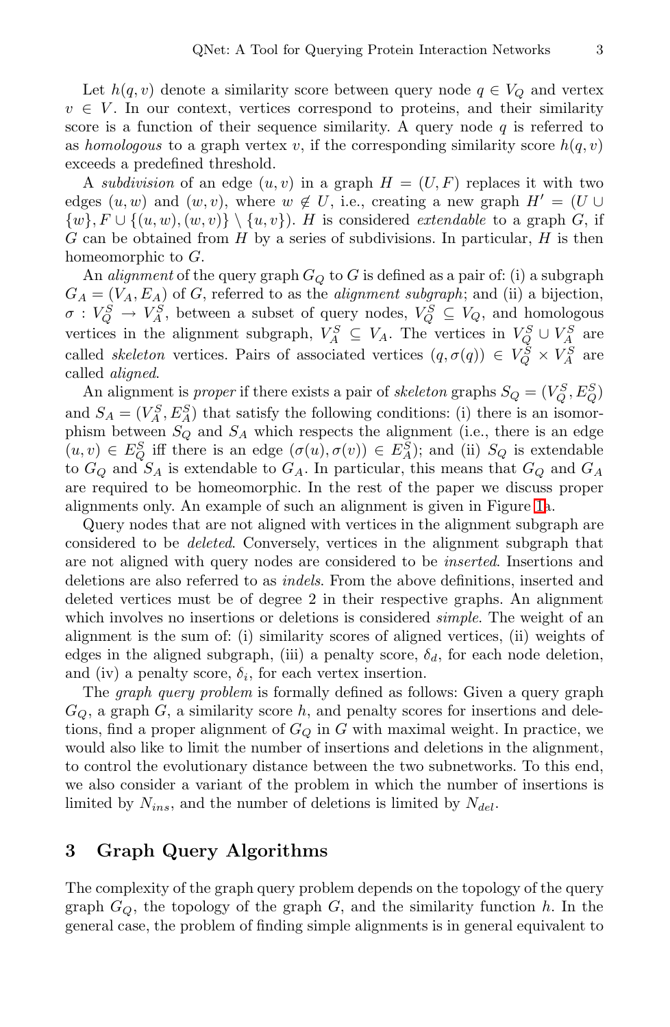Let $h(q, v)$ denote a similarity score between query node $q \in V_Q$ and vertex $v \in V$. In our context, vertices correspond to proteins, and their similarity score is a function of their sequence similarity. A query node $q$ is referred to as *homologous* to a graph vertex $v$, if the corresponding similarity score $h(q, v)$ exceeds a predefined threshold.

A *subdivision* of an edge $(u, v)$ in a graph $H = (U, F)$ replaces it with two edges $(u, w)$ and $(w, v)$, where $w \notin U$, i.e., creating a new graph $H' = (U \cup \{w\}, F \cup \{(u, w), (w, v)\} \setminus \{u, v\})$. $H$ is considered *extendable* to a graph $G$, if $G$ can be obtained from $H$ by a series of subdivisions. In particular, $H$ is then homeomorphic to $G$.

An *alignment* of the query graph $G_Q$ to $G$ is defined as a pair of: (i) a subgraph $G_A = (V_A, E_A)$ of $G$, referred to as the *alignment subgraph*; and (ii) a bijection, $\sigma : V_Q^S \rightarrow V_A^S$, between a subset of query nodes, $V_Q^S \subseteq V_Q$, and homologous vertices in the alignment subgraph, $V_A^S \subseteq V_A$. The vertices in $V_Q^S \cup V_A^S$ are called *skeleton* vertices. Pairs of associated vertices $(q, \sigma(q)) \in V_Q^S \times V_A^S$ are called *aligned*.

An alignment is *proper* if there exists a pair of *skeleton* graphs $S_Q = (V_Q^S, E_Q^S)$ and $S_A = (V_A^S, E_A^S)$ that satisfy the following conditions: (i) there is an isomorphism between $S_Q$ and $S_A$ which respects the alignment (i.e., there is an edge $(u, v) \in E_Q^S$ iff there is an edge $(\sigma(u), \sigma(v)) \in E_A^S$); and (ii) $S_Q$ is extendable to $G_Q$ and $S_A$ is extendable to $G_A$. In particular, this means that $G_Q$ and $G_A$ are required to be homeomorphic. In the rest of the paper we discuss proper alignments only. An example of such an alignment is given in Figure 1a.

Query nodes that are not aligned with vertices in the alignment subgraph are considered to be *deleted*. Conversely, vertices in the alignment subgraph that are not aligned with query nodes are considered to be *inserted*. Insertions and deletions are also referred to as *indels*. From the above definitions, inserted and deleted vertices must be of degree 2 in their respective graphs. An alignment which involves no insertions or deletions is considered *simple*. The weight of an alignment is the sum of: (i) similarity scores of aligned vertices, (ii) weights of edges in the aligned subgraph, (iii) a penalty score, $\delta_d$, for each node deletion, and (iv) a penalty score, $\delta_i$, for each vertex insertion.

The *graph query problem* is formally defined as follows: Given a query graph $G_Q$, a graph $G$, a similarity score $h$, and penalty scores for insertions and deletions, find a proper alignment of $G_Q$ in $G$ with maximal weight. In practice, we would also like to limit the number of insertions and deletions in the alignment, to control the evolutionary distance between the two subnetworks. To this end, we also consider a variant of the problem in which the number of insertions is limited by $N_{ins}$, and the number of deletions is limited by $N_{del}$.

## 3 Graph Query Algorithms

The complexity of the graph query problem depends on the topology of the query graph $G_Q$, the topology of the graph $G$, and the similarity function $h$. In the general case, the problem of finding simple alignments is in general equivalent to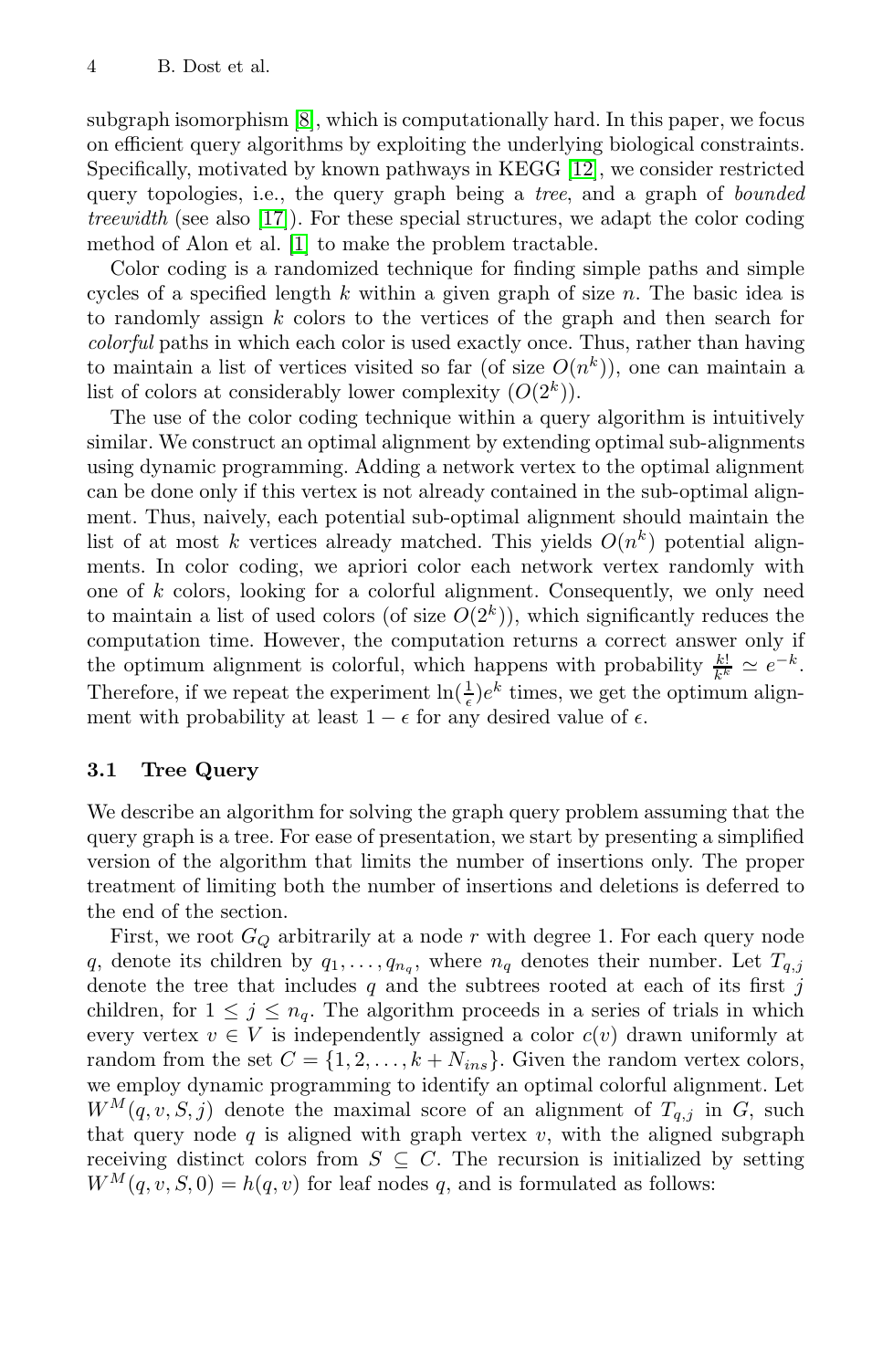subgraph isomorphism [8], which is computationally hard. In this paper, we focus on efficient query algorithms by exploiting the underlying biological constraints. Specifically, motivated by known pathways in KEGG [12], we consider restricted query topologies, i.e., the query graph being a *tree*, and a graph of *bounded treewidth* (see also [17]). For these special structures, we adapt the color coding method of Alon et al. [1] to make the problem tractable.

Color coding is a randomized technique for finding simple paths and simple cycles of a specified length $k$ within a given graph of size $n$. The basic idea is to randomly assign $k$ colors to the vertices of the graph and then search for *colorful* paths in which each color is used exactly once. Thus, rather than having to maintain a list of vertices visited so far (of size $O(n^k)$), one can maintain a list of colors at considerably lower complexity ($O(2^k)$).

The use of the color coding technique within a query algorithm is intuitively similar. We construct an optimal alignment by extending optimal sub-alignments using dynamic programming. Adding a network vertex to the optimal alignment can be done only if this vertex is not already contained in the sub-optimal alignment. Thus, naively, each potential sub-optimal alignment should maintain the list of at most $k$ vertices already matched. This yields $O(n^k)$ potential alignments. In color coding, we apriori color each network vertex randomly with one of $k$ colors, looking for a colorful alignment. Consequently, we only need to maintain a list of used colors (of size $O(2^k)$), which significantly reduces the computation time. However, the computation returns a correct answer only if the optimum alignment is colorful, which happens with probability $\frac{k!}{k^k} \simeq e^{-k}$. Therefore, if we repeat the experiment $\ln(\frac{1}{\epsilon})e^k$ times, we get the optimum alignment with probability at least $1 - \epsilon$ for any desired value of $\epsilon$.

### 3.1 Tree Query

We describe an algorithm for solving the graph query problem assuming that the query graph is a tree. For ease of presentation, we start by presenting a simplified version of the algorithm that limits the number of insertions only. The proper treatment of limiting both the number of insertions and deletions is deferred to the end of the section.

First, we root $G_Q$ arbitrarily at a node $r$ with degree 1. For each query node $q$, denote its children by $q_1, \ldots, q_{n_q}$, where $n_q$ denotes their number. Let $T_{q,j}$ denote the tree that includes $q$ and the subtrees rooted at each of its first $j$ children, for $1 \leq j \leq n_q$. The algorithm proceeds in a series of trials in which every vertex $v \in V$ is independently assigned a color $c(v)$ drawn uniformly at random from the set $C = \{1, 2, \ldots, k + N_{ins}\}$. Given the random vertex colors, we employ dynamic programming to identify an optimal colorful alignment. Let $W^M(q, v, S, j)$ denote the maximal score of an alignment of $T_{q,j}$ in $G$, such that query node $q$ is aligned with graph vertex $v$, with the aligned subgraph receiving distinct colors from $S \subseteq C$. The recursion is initialized by setting $W^M(q, v, S, 0) = h(q, v)$ for leaf nodes $q$, and is formulated as follows: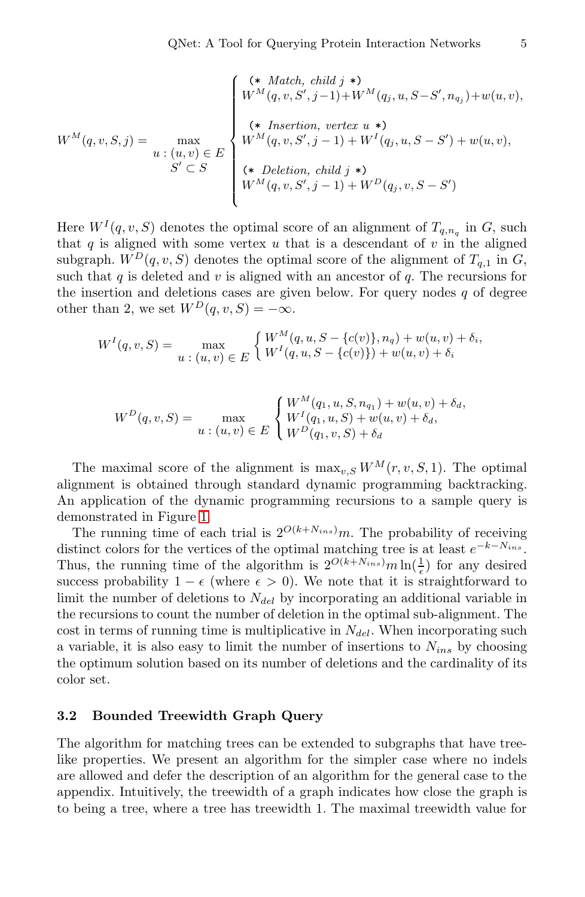$$
W^M(q,v,S,j) = \max_{\substack{u\,:\,(u,v)\in E \\ S' \subset S}} \begin{cases} \text{(* Match, child } j\text{ *)} \\ W^M(q,v,S',j-1) + W^M(q_j,u,S-S',n_{q_j}) + w(u,v), \\ \\ \text{(* Insertion, vertex } u\text{ *)} \\ W^M(q,v,S',j-1) + W^I(q_j,u,S-S') + w(u,v), \\ \\ \text{(* Deletion, child } j\text{ *)} \\ W^M(q,v,S',j-1) + W^D(q_j,v,S-S') \end{cases}
$$

Here $W^I(q,v,S)$ denotes the optimal score of an alignment of $T_{q,n_q}$ in $G$, such that $q$ is aligned with some vertex $u$ that is a descendant of $v$ in the aligned subgraph. $W^D(q,v,S)$ denotes the optimal score of the alignment of $T_{q,1}$ in $G$, such that $q$ is deleted and $v$ is aligned with an ancestor of $q$. The recursions for the insertion and deletions cases are given below. For query nodes $q$ of degree other than 2, we set $W^D(q,v,S) = -\infty$.

$$
W^I(q,v,S) = \max_{u\,:\,(u,v)\in E} \begin{cases} W^M(q,u,S-\{c(v)\},n_q) + w(u,v) + \delta_i, \\ W^I(q,u,S-\{c(v)\}) + w(u,v) + \delta_i \end{cases}
$$

$$
W^D(q,v,S) = \max_{u\,:\,(u,v)\in E} \begin{cases} W^M(q_1,u,S,n_{q_1}) + w(u,v) + \delta_d, \\ W^I(q_1,u,S) + w(u,v) + \delta_d, \\ W^D(q_1,v,S) + \delta_d \end{cases}
$$

The maximal score of the alignment is $\max_{v,S} W^M(r,v,S,1)$. The optimal alignment is obtained through standard dynamic programming backtracking. An application of the dynamic programming recursions to a sample query is demonstrated in Figure 1.

The running time of each trial is $2^{O(k+N_{ins})}m$. The probability of receiving distinct colors for the vertices of the optimal matching tree is at least $e^{-k-N_{ins}}$. Thus, the running time of the algorithm is $2^{O(k+N_{ins})}m\ln(\frac{1}{\epsilon})$ for any desired success probability $1-\epsilon$ (where $\epsilon > 0$). We note that it is straightforward to limit the number of deletions to $N_{del}$ by incorporating an additional variable in the recursions to count the number of deletion in the optimal sub-alignment. The cost in terms of running time is multiplicative in $N_{del}$. When incorporating such a variable, it is also easy to limit the number of insertions to $N_{ins}$ by choosing the optimum solution based on its number of deletions and the cardinality of its color set.

### 3.2 Bounded Treewidth Graph Query

The algorithm for matching trees can be extended to subgraphs that have tree-like properties. We present an algorithm for the simpler case where no indels are allowed and defer the description of an algorithm for the general case to the appendix. Intuitively, the treewidth of a graph indicates how close the graph is to being a tree, where a tree has treewidth 1. The maximal treewidth value for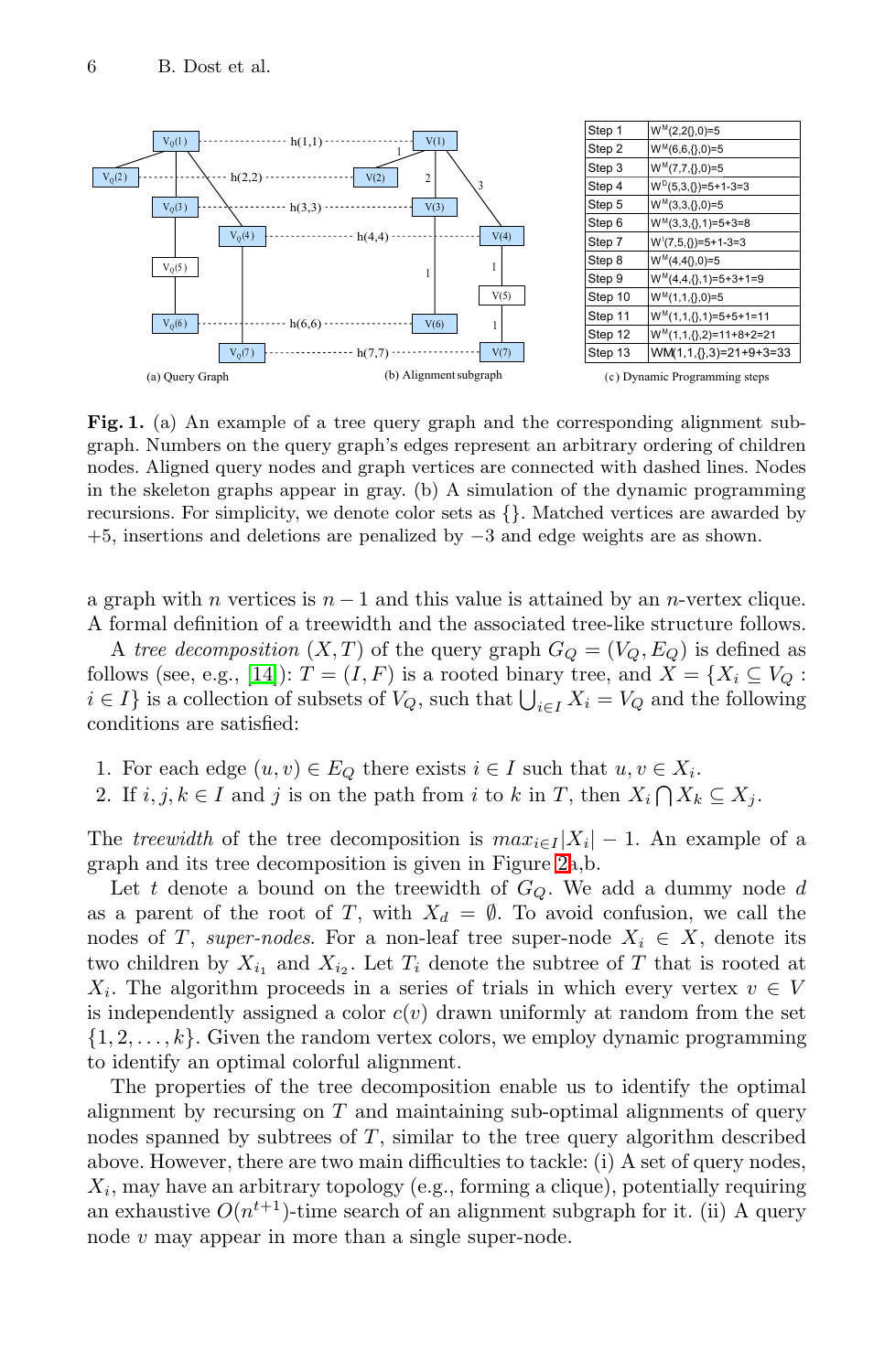| Step 1 | $W^M(2,2,\{\},0)=5$ |
|---|---|
| Step 2 | $W^M(6,6,\{\},0)=5$ |
| Step 3 | $W^M(7,7,\{\},0)=5$ |
| Step 4 | $W^D(5,3,\{\})=5+1-3=3$ |
| Step 5 | $W^M(3,3,\{\},0)=5$ |
| Step 6 | $W^M(3,3,\{\},1)=5+3=8$ |
| Step 7 | $W^I(7,5,\{\})=5+1-3=3$ |
| Step 8 | $W^M(4,4,\{\},0)=5$ |
| Step 9 | $W^M(4,4,\{\},1)=5+3+1=9$ |
| Step 10 | $W^M(1,1,\{\},0)=5$ |
| Step 11 | $W^M(1,1,\{\},1)=5+5+1=11$ |
| Step 12 | $W^M(1,1,\{\},2)=11+8+2=21$ |
| Step 13 | $WM(1,1,\{\},3)=21+9+3=33$ |

(a) Query Graph (b) Alignment subgraph (c) Dynamic Programming steps

**Fig. 1.** (a) An example of a tree query graph and the corresponding alignment subgraph. Numbers on the query graph's edges represent an arbitrary ordering of children nodes. Aligned query nodes and graph vertices are connected with dashed lines. Nodes in the skeleton graphs appear in gray. (b) A simulation of the dynamic programming recursions. For simplicity, we denote color sets as {}. Matched vertices are awarded by +5, insertions and deletions are penalized by −3 and edge weights are as shown.

a graph with $n$ vertices is $n-1$ and this value is attained by an $n$-vertex clique. A formal definition of a treewidth and the associated tree-like structure follows.

A *tree decomposition* $(X, T)$ of the query graph $G_Q = (V_Q, E_Q)$ is defined as follows (see, e.g., [14]): $T = (I, F)$ is a rooted binary tree, and $X = \{X_i \subseteq V_Q : i \in I\}$ is a collection of subsets of $V_Q$, such that $\bigcup_{i\in I} X_i = V_Q$ and the following conditions are satisfied:

1. For each edge $(u, v) \in E_Q$ there exists $i \in I$ such that $u, v \in X_i$.
2. If $i, j, k \in I$ and $j$ is on the path from $i$ to $k$ in $T$, then $X_i \bigcap X_k \subseteq X_j$.

The *treewidth* of the tree decomposition is $max_{i\in I}|X_i| - 1$. An example of a graph and its tree decomposition is given in Figure 2a,b.

Let $t$ denote a bound on the treewidth of $G_Q$. We add a dummy node $d$ as a parent of the root of $T$, with $X_d = \emptyset$. To avoid confusion, we call the nodes of $T$, *super-nodes*. For a non-leaf tree super-node $X_i \in X$, denote its two children by $X_{i_1}$ and $X_{i_2}$. Let $T_i$ denote the subtree of $T$ that is rooted at $X_i$. The algorithm proceeds in a series of trials in which every vertex $v \in V$ is independently assigned a color $c(v)$ drawn uniformly at random from the set $\{1, 2, \ldots, k\}$. Given the random vertex colors, we employ dynamic programming to identify an optimal colorful alignment.

The properties of the tree decomposition enable us to identify the optimal alignment by recursing on $T$ and maintaining sub-optimal alignments of query nodes spanned by subtrees of $T$, similar to the tree query algorithm described above. However, there are two main difficulties to tackle: (i) A set of query nodes, $X_i$, may have an arbitrary topology (e.g., forming a clique), potentially requiring an exhaustive $O(n^{t+1})$-time search of an alignment subgraph for it. (ii) A query node $v$ may appear in more than a single super-node.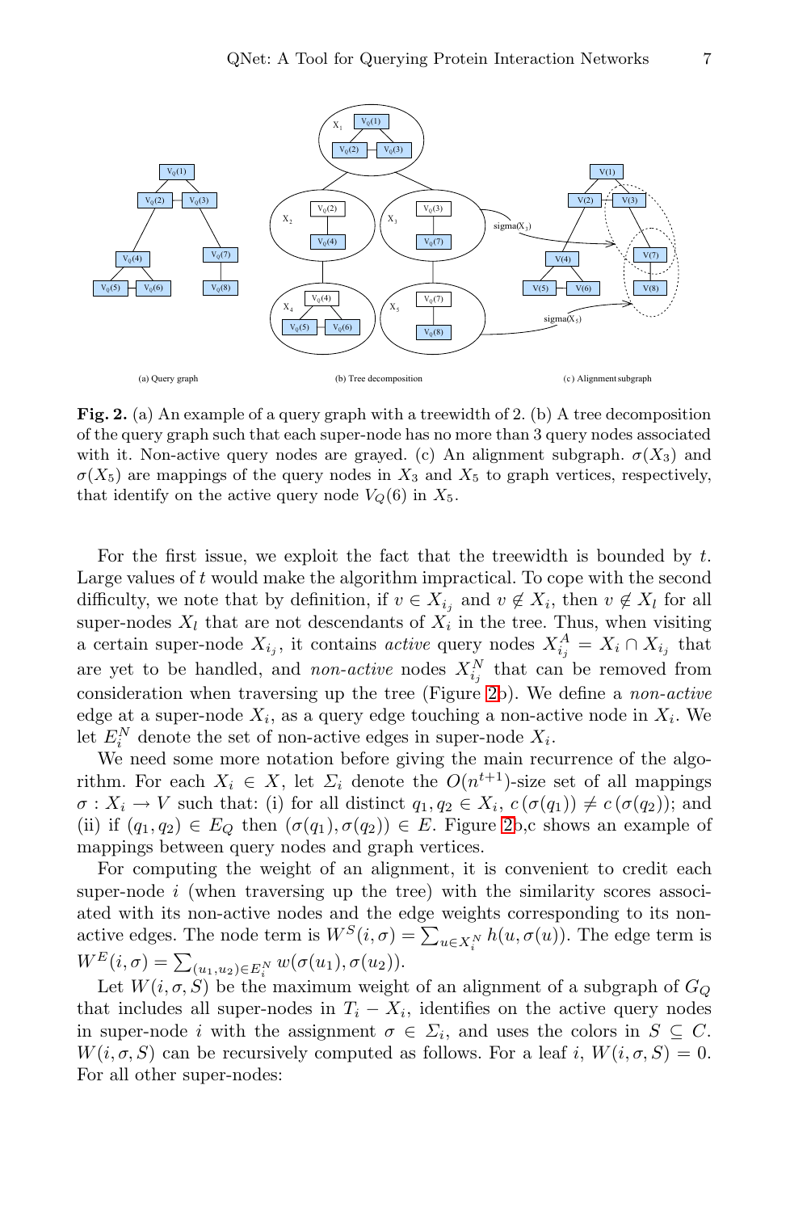**Fig. 2.** (a) An example of a query graph with a treewidth of 2. (b) A tree decomposition of the query graph such that each super-node has no more than 3 query nodes associated with it. Non-active query nodes are grayed. (c) An alignment subgraph. $\sigma(X_3)$ and $\sigma(X_5)$ are mappings of the query nodes in $X_3$ and $X_5$ to graph vertices, respectively, that identify on the active query node $V_Q(6)$ in $X_5$.

For the first issue, we exploit the fact that the treewidth is bounded by $t$. Large values of $t$ would make the algorithm impractical. To cope with the second difficulty, we note that by definition, if $v \in X_{i_j}$ and $v \notin X_i$, then $v \notin X_l$ for all super-nodes $X_l$ that are not descendants of $X_i$ in the tree. Thus, when visiting a certain super-node $X_{i_j}$, it contains *active* query nodes $X^A_{i_j} = X_i \cap X_{i_j}$ that are yet to be handled, and *non-active* nodes $X^N_{i_j}$ that can be removed from consideration when traversing up the tree (Figure 2b). We define a *non-active* edge at a super-node $X_i$, as a query edge touching a non-active node in $X_i$. We let $E^N_i$ denote the set of non-active edges in super-node $X_i$.

We need some more notation before giving the main recurrence of the algorithm. For each $X_i \in X$, let $\Sigma_i$ denote the $O(n^{t+1})$-size set of all mappings $\sigma : X_i \rightarrow V$ such that: (i) for all distinct $q_1, q_2 \in X_i$, $c(\sigma(q_1)) \neq c(\sigma(q_2))$; and (ii) if $(q_1, q_2) \in E_Q$ then $(\sigma(q_1), \sigma(q_2)) \in E$. Figure 2b,c shows an example of mappings between query nodes and graph vertices.

For computing the weight of an alignment, it is convenient to credit each super-node $i$ (when traversing up the tree) with the similarity scores associated with its non-active nodes and the edge weights corresponding to its non-active edges. The node term is $W^S(i, \sigma) = \sum_{u \in X^N_i} h(u, \sigma(u))$. The edge term is $W^E(i, \sigma) = \sum_{(u_1,u_2) \in E^N_i} w(\sigma(u_1), \sigma(u_2))$.

Let $W(i, \sigma, S)$ be the maximum weight of an alignment of a subgraph of $G_Q$ that includes all super-nodes in $T_i - X_i$, identifies on the active query nodes in super-node $i$ with the assignment $\sigma \in \Sigma_i$, and uses the colors in $S \subseteq C$. $W(i, \sigma, S)$ can be recursively computed as follows. For a leaf $i$, $W(i, \sigma, S) = 0$. For all other super-nodes: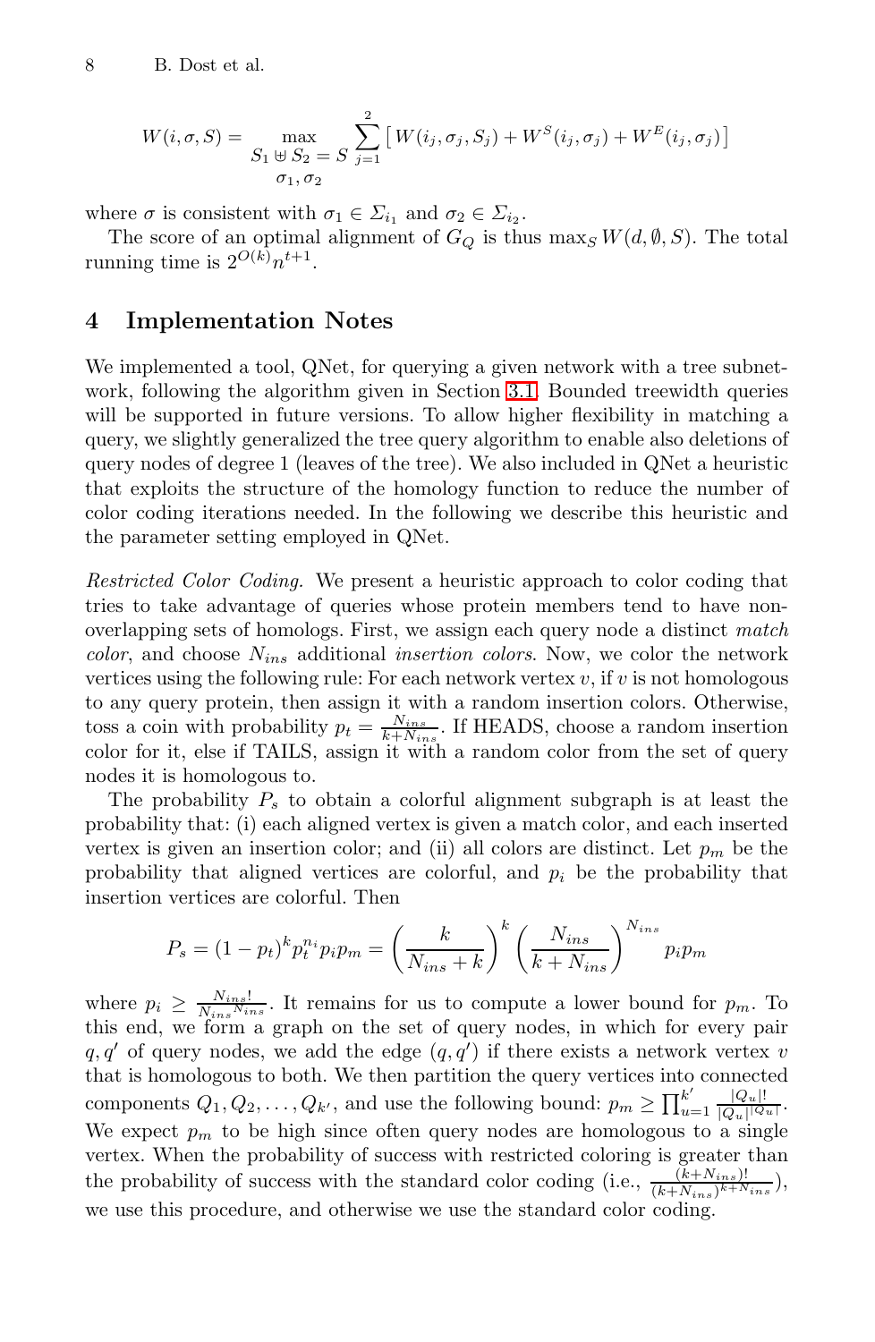$$W(i, \sigma, S) = \max_{\substack{S_1 \uplus S_2 = S \\ \sigma_1, \sigma_2}} \sum_{j=1}^{2} \left[ W(i_j, \sigma_j, S_j) + W^S(i_j, \sigma_j) + W^E(i_j, \sigma_j) \right]$$

where $\sigma$ is consistent with $\sigma_1 \in \Sigma_{i_1}$ and $\sigma_2 \in \Sigma_{i_2}$.

The score of an optimal alignment of $G_Q$ is thus $\max_S W(d, \emptyset, S)$. The total running time is $2^{O(k)} n^{t+1}$.

## 4 Implementation Notes

We implemented a tool, QNet, for querying a given network with a tree subnetwork, following the algorithm given in Section 3.1. Bounded treewidth queries will be supported in future versions. To allow higher flexibility in matching a query, we slightly generalized the tree query algorithm to enable also deletions of query nodes of degree 1 (leaves of the tree). We also included in QNet a heuristic that exploits the structure of the homology function to reduce the number of color coding iterations needed. In the following we describe this heuristic and the parameter setting employed in QNet.

*Restricted Color Coding.* We present a heuristic approach to color coding that tries to take advantage of queries whose protein members tend to have non-overlapping sets of homologs. First, we assign each query node a distinct *match color*, and choose $N_{ins}$ additional *insertion colors*. Now, we color the network vertices using the following rule: For each network vertex $v$, if $v$ is not homologous to any query protein, then assign it with a random insertion colors. Otherwise, toss a coin with probability $p_t = \frac{N_{ins}}{k+N_{ins}}$. If HEADS, choose a random insertion color for it, else if TAILS, assign it with a random color from the set of query nodes it is homologous to.

The probability $P_s$ to obtain a colorful alignment subgraph is at least the probability that: (i) each aligned vertex is given a match color, and each inserted vertex is given an insertion color; and (ii) all colors are distinct. Let $p_m$ be the probability that aligned vertices are colorful, and $p_i$ be the probability that insertion vertices are colorful. Then

$$P_s = (1-p_t)^k p_t^{n_i} p_i p_m = \left(\frac{k}{N_{ins}+k}\right)^k \left(\frac{N_{ins}}{k+N_{ins}}\right)^{N_{ins}} p_i p_m$$

where $p_i \geq \frac{N_{ins}!}{N_{ins}^{N_{ins}}}$. It remains for us to compute a lower bound for $p_m$. To this end, we form a graph on the set of query nodes, in which for every pair $q, q'$ of query nodes, we add the edge $(q, q')$ if there exists a network vertex $v$ that is homologous to both. We then partition the query vertices into connected components $Q_1, Q_2, \ldots, Q_{k'}$, and use the following bound: $p_m \geq \prod_{u=1}^{k'} \frac{|Q_u|!}{|Q_u|^{|Q_u|}}$. We expect $p_m$ to be high since often query nodes are homologous to a single vertex. When the probability of success with restricted coloring is greater than the probability of success with the standard color coding (i.e., $\frac{(k+N_{ins})!}{(k+N_{ins})^{k+N_{ins}}}$), we use this procedure, and otherwise we use the standard color coding.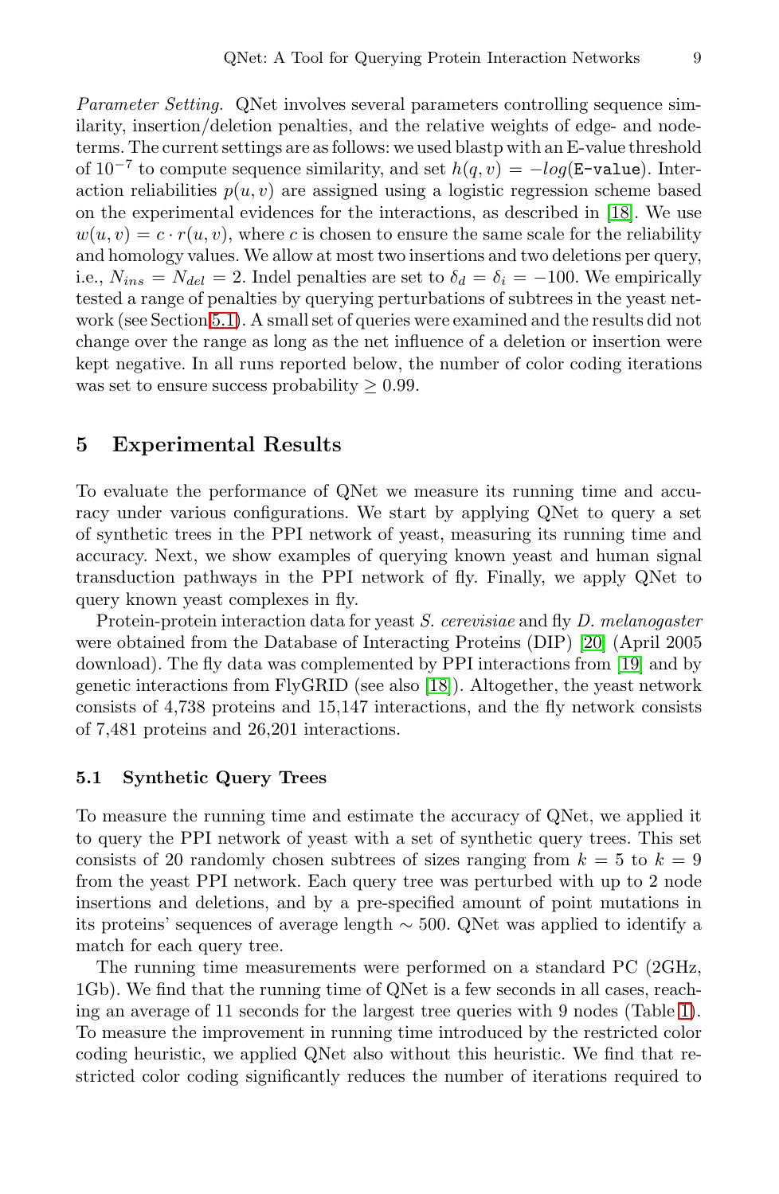*Parameter Setting.* QNet involves several parameters controlling sequence similarity, insertion/deletion penalties, and the relative weights of edge- and node-terms. The current settings are as follows: we used blastp with an E-value threshold of $10^{-7}$ to compute sequence similarity, and set $h(q, v) = -log(\texttt{E-value})$. Interaction reliabilities $p(u, v)$ are assigned using a logistic regression scheme based on the experimental evidences for the interactions, as described in [18]. We use $w(u, v) = c \cdot r(u, v)$, where $c$ is chosen to ensure the same scale for the reliability and homology values. We allow at most two insertions and two deletions per query, i.e., $N_{ins} = N_{del} = 2$. Indel penalties are set to $\delta_d = \delta_i = -100$. We empirically tested a range of penalties by querying perturbations of subtrees in the yeast network (see Section 5.1). A small set of queries were examined and the results did not change over the range as long as the net influence of a deletion or insertion were kept negative. In all runs reported below, the number of color coding iterations was set to ensure success probability $\geq 0.99$.

## 5 Experimental Results

To evaluate the performance of QNet we measure its running time and accuracy under various configurations. We start by applying QNet to query a set of synthetic trees in the PPI network of yeast, measuring its running time and accuracy. Next, we show examples of querying known yeast and human signal transduction pathways in the PPI network of fly. Finally, we apply QNet to query known yeast complexes in fly.

Protein-protein interaction data for yeast *S. cerevisiae* and fly *D. melanogaster* were obtained from the Database of Interacting Proteins (DIP) [20] (April 2005 download). The fly data was complemented by PPI interactions from [19] and by genetic interactions from FlyGRID (see also [18]). Altogether, the yeast network consists of 4,738 proteins and 15,147 interactions, and the fly network consists of 7,481 proteins and 26,201 interactions.

### 5.1 Synthetic Query Trees

To measure the running time and estimate the accuracy of QNet, we applied it to query the PPI network of yeast with a set of synthetic query trees. This set consists of 20 randomly chosen subtrees of sizes ranging from $k = 5$ to $k = 9$ from the yeast PPI network. Each query tree was perturbed with up to 2 node insertions and deletions, and by a pre-specified amount of point mutations in its proteins' sequences of average length $\sim 500$. QNet was applied to identify a match for each query tree.

The running time measurements were performed on a standard PC (2GHz, 1Gb). We find that the running time of QNet is a few seconds in all cases, reaching an average of 11 seconds for the largest tree queries with 9 nodes (Table 1). To measure the improvement in running time introduced by the restricted color coding heuristic, we applied QNet also without this heuristic. We find that restricted color coding significantly reduces the number of iterations required to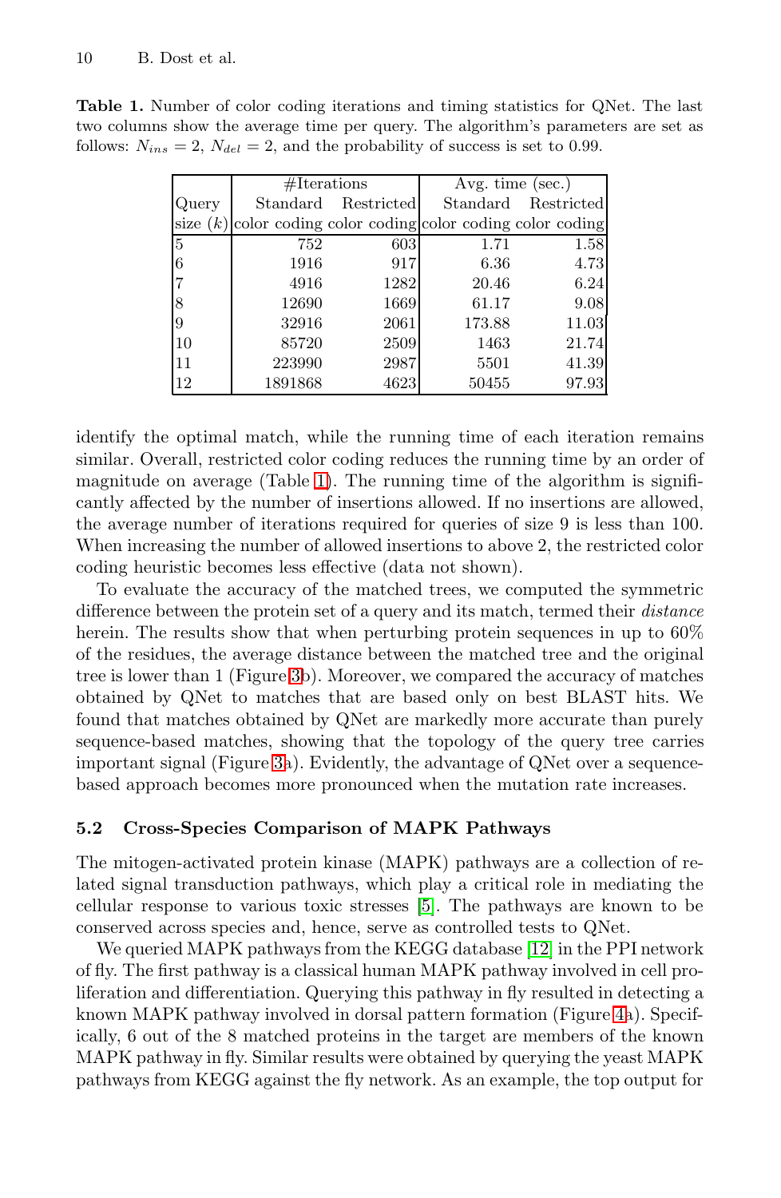**Table 1.** Number of color coding iterations and timing statistics for QNet. The last two columns show the average time per query. The algorithm's parameters are set as follows: $N_{ins} = 2$, $N_{del} = 2$, and the probability of success is set to 0.99.

| Query size ($k$) | #Iterations Standard color coding | #Iterations Restricted color coding | Avg. time (sec.) Standard color coding | Avg. time (sec.) Restricted color coding |
|---|---|---|---|---|
| 5 | 752 | 603 | 1.71 | 1.58 |
| 6 | 1916 | 917 | 6.36 | 4.73 |
| 7 | 4916 | 1282 | 20.46 | 6.24 |
| 8 | 12690 | 1669 | 61.17 | 9.08 |
| 9 | 32916 | 2061 | 173.88 | 11.03 |
| 10 | 85720 | 2509 | 1463 | 21.74 |
| 11 | 223990 | 2987 | 5501 | 41.39 |
| 12 | 1891868 | 4623 | 50455 | 97.93 |

identify the optimal match, while the running time of each iteration remains similar. Overall, restricted color coding reduces the running time by an order of magnitude on average (Table 1). The running time of the algorithm is significantly affected by the number of insertions allowed. If no insertions are allowed, the average number of iterations required for queries of size 9 is less than 100. When increasing the number of allowed insertions to above 2, the restricted color coding heuristic becomes less effective (data not shown).

To evaluate the accuracy of the matched trees, we computed the symmetric difference between the protein set of a query and its match, termed their *distance* herein. The results show that when perturbing protein sequences in up to 60% of the residues, the average distance between the matched tree and the original tree is lower than 1 (Figure 3b). Moreover, we compared the accuracy of matches obtained by QNet to matches that are based only on best BLAST hits. We found that matches obtained by QNet are markedly more accurate than purely sequence-based matches, showing that the topology of the query tree carries important signal (Figure 3a). Evidently, the advantage of QNet over a sequence-based approach becomes more pronounced when the mutation rate increases.

### 5.2 Cross-Species Comparison of MAPK Pathways

The mitogen-activated protein kinase (MAPK) pathways are a collection of related signal transduction pathways, which play a critical role in mediating the cellular response to various toxic stresses [5]. The pathways are known to be conserved across species and, hence, serve as controlled tests to QNet.

We queried MAPK pathways from the KEGG database [12] in the PPI network of fly. The first pathway is a classical human MAPK pathway involved in cell proliferation and differentiation. Querying this pathway in fly resulted in detecting a known MAPK pathway involved in dorsal pattern formation (Figure 4a). Specifically, 6 out of the 8 matched proteins in the target are members of the known MAPK pathway in fly. Similar results were obtained by querying the yeast MAPK pathways from KEGG against the fly network. As an example, the top output for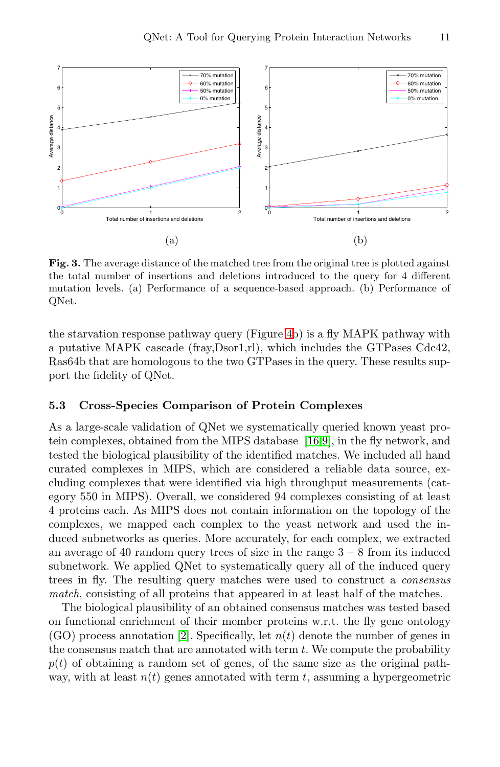**Fig. 3.** The average distance of the matched tree from the original tree is plotted against the total number of insertions and deletions introduced to the query for 4 different mutation levels. (a) Performance of a sequence-based approach. (b) Performance of QNet.

the starvation response pathway query (Figure 4b) is a fly MAPK pathway with a putative MAPK cascade (fray,Dsor1,rl), which includes the GTPases Cdc42, Ras64b that are homologous to the two GTPases in the query. These results support the fidelity of QNet.

### 5.3 Cross-Species Comparison of Protein Complexes

As a large-scale validation of QNet we systematically queried known yeast protein complexes, obtained from the MIPS database [16,9], in the fly network, and tested the biological plausibility of the identified matches. We included all hand curated complexes in MIPS, which are considered a reliable data source, excluding complexes that were identified via high throughput measurements (category 550 in MIPS). Overall, we considered 94 complexes consisting of at least 4 proteins each. As MIPS does not contain information on the topology of the complexes, we mapped each complex to the yeast network and used the induced subnetworks as queries. More accurately, for each complex, we extracted an average of 40 random query trees of size in the range $3-8$ from its induced subnetwork. We applied QNet to systematically query all of the induced query trees in fly. The resulting query matches were used to construct a *consensus match*, consisting of all proteins that appeared in at least half of the matches.

The biological plausibility of an obtained consensus matches was tested based on functional enrichment of their member proteins w.r.t. the fly gene ontology (GO) process annotation [2]. Specifically, let $n(t)$ denote the number of genes in the consensus match that are annotated with term $t$. We compute the probability $p(t)$ of obtaining a random set of genes, of the same size as the original pathway, with at least $n(t)$ genes annotated with term $t$, assuming a hypergeometric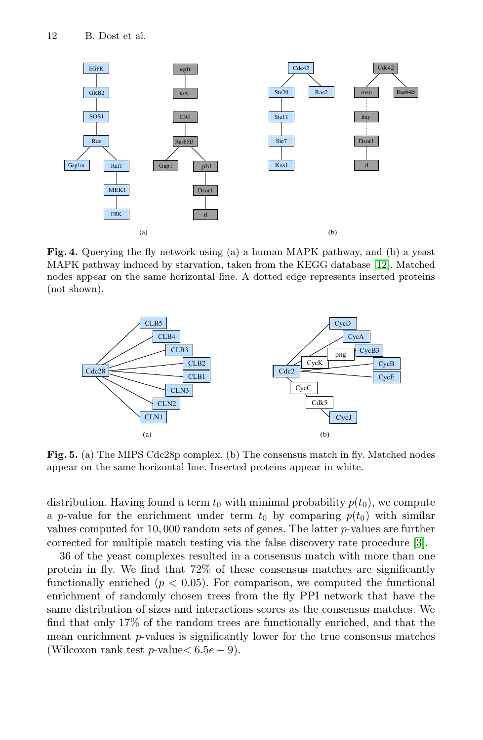**Fig. 4.** Querying the fly network using (a) a human MAPK pathway, and (b) a yeast MAPK pathway induced by starvation, taken from the KEGG database [12]. Matched nodes appear on the same horizontal line. A dotted edge represents inserted proteins (not shown).

**Fig. 5.** (a) The MIPS Cdc28p complex. (b) The consensus match in fly. Matched nodes appear on the same horizontal line. Inserted proteins appear in white.

distribution. Having found a term $t_0$ with minimal probability $p(t_0)$, we compute a $p$-value for the enrichment under term $t_0$ by comparing $p(t_0)$ with similar values computed for 10,000 random sets of genes. The latter $p$-values are further corrected for multiple match testing via the false discovery rate procedure [3].

36 of the yeast complexes resulted in a consensus match with more than one protein in fly. We find that 72% of these consensus matches are significantly functionally enriched ($p < 0.05$). For comparison, we computed the functional enrichment of randomly chosen trees from the fly PPI network that have the same distribution of sizes and interactions scores as the consensus matches. We find that only 17% of the random trees are functionally enriched, and that the mean enrichment $p$-values is significantly lower for the true consensus matches (Wilcoxon rank test $p$-value$< 6.5e-9$).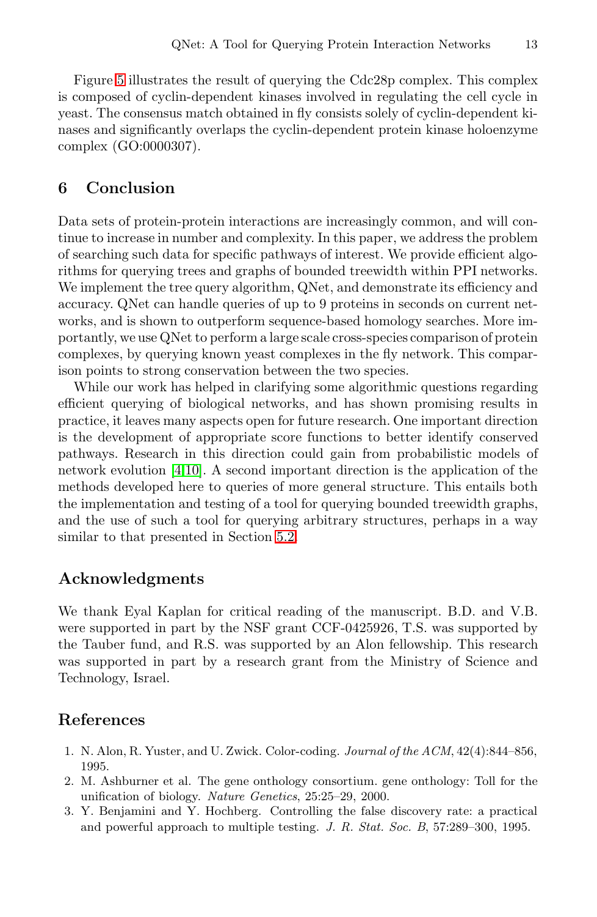Figure 5 illustrates the result of querying the Cdc28p complex. This complex is composed of cyclin-dependent kinases involved in regulating the cell cycle in yeast. The consensus match obtained in fly consists solely of cyclin-dependent kinases and significantly overlaps the cyclin-dependent protein kinase holoenzyme complex (GO:0000307).

## 6 Conclusion

Data sets of protein-protein interactions are increasingly common, and will continue to increase in number and complexity. In this paper, we address the problem of searching such data for specific pathways of interest. We provide efficient algorithms for querying trees and graphs of bounded treewidth within PPI networks. We implement the tree query algorithm, QNet, and demonstrate its efficiency and accuracy. QNet can handle queries of up to 9 proteins in seconds on current networks, and is shown to outperform sequence-based homology searches. More importantly, we use QNet to perform a large scale cross-species comparison of protein complexes, by querying known yeast complexes in the fly network. This comparison points to strong conservation between the two species.

While our work has helped in clarifying some algorithmic questions regarding efficient querying of biological networks, and has shown promising results in practice, it leaves many aspects open for future research. One important direction is the development of appropriate score functions to better identify conserved pathways. Research in this direction could gain from probabilistic models of network evolution [4,10]. A second important direction is the application of the methods developed here to queries of more general structure. This entails both the implementation and testing of a tool for querying bounded treewidth graphs, and the use of such a tool for querying arbitrary structures, perhaps in a way similar to that presented in Section 5.2.

## Acknowledgments

We thank Eyal Kaplan for critical reading of the manuscript. B.D. and V.B. were supported in part by the NSF grant CCF-0425926, T.S. was supported by the Tauber fund, and R.S. was supported by an Alon fellowship. This research was supported in part by a research grant from the Ministry of Science and Technology, Israel.

## References

1. N. Alon, R. Yuster, and U. Zwick. Color-coding. *Journal of the ACM*, 42(4):844–856, 1995.
2. M. Ashburner et al. The gene onthology consortium. gene onthology: Toll for the unification of biology. *Nature Genetics*, 25:25–29, 2000.
3. Y. Benjamini and Y. Hochberg. Controlling the false discovery rate: a practical and powerful approach to multiple testing. *J. R. Stat. Soc. B*, 57:289–300, 1995.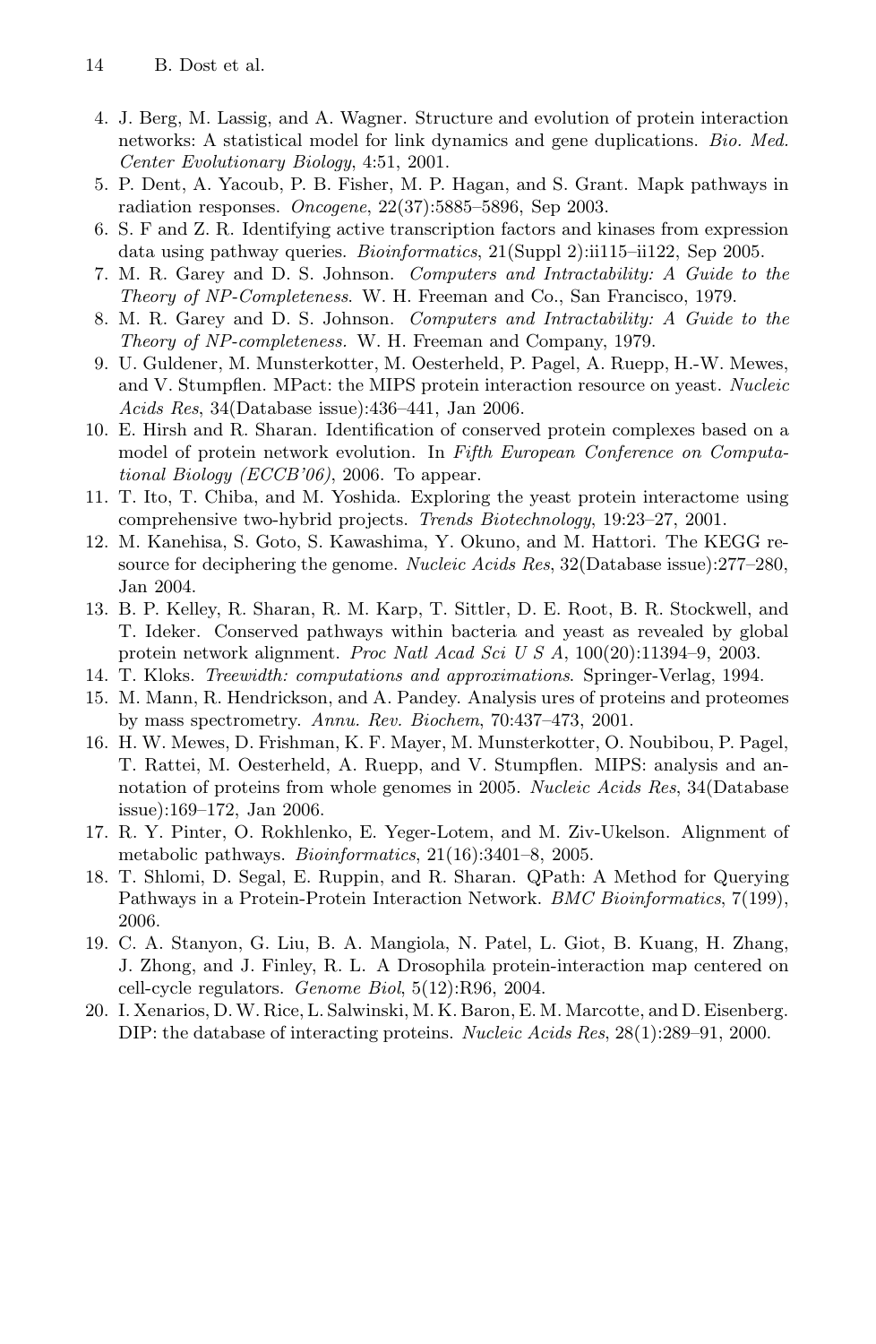4. J. Berg, M. Lassig, and A. Wagner. Structure and evolution of protein interaction networks: A statistical model for link dynamics and gene duplications. *Bio. Med. Center Evolutionary Biology*, 4:51, 2001.
5. P. Dent, A. Yacoub, P. B. Fisher, M. P. Hagan, and S. Grant. Mapk pathways in radiation responses. *Oncogene*, 22(37):5885–5896, Sep 2003.
6. S. F and Z. R. Identifying active transcription factors and kinases from expression data using pathway queries. *Bioinformatics*, 21(Suppl 2):ii115–ii122, Sep 2005.
7. M. R. Garey and D. S. Johnson. *Computers and Intractability: A Guide to the Theory of NP-Completeness*. W. H. Freeman and Co., San Francisco, 1979.
8. M. R. Garey and D. S. Johnson. *Computers and Intractability: A Guide to the Theory of NP-completeness*. W. H. Freeman and Company, 1979.
9. U. Guldener, M. Munsterkotter, M. Oesterheld, P. Pagel, A. Ruepp, H.-W. Mewes, and V. Stumpflen. MPact: the MIPS protein interaction resource on yeast. *Nucleic Acids Res*, 34(Database issue):436–441, Jan 2006.
10. E. Hirsh and R. Sharan. Identification of conserved protein complexes based on a model of protein network evolution. In *Fifth European Conference on Computational Biology (ECCB'06)*, 2006. To appear.
11. T. Ito, T. Chiba, and M. Yoshida. Exploring the yeast protein interactome using comprehensive two-hybrid projects. *Trends Biotechnology*, 19:23–27, 2001.
12. M. Kanehisa, S. Goto, S. Kawashima, Y. Okuno, and M. Hattori. The KEGG resource for deciphering the genome. *Nucleic Acids Res*, 32(Database issue):277–280, Jan 2004.
13. B. P. Kelley, R. Sharan, R. M. Karp, T. Sittler, D. E. Root, B. R. Stockwell, and T. Ideker. Conserved pathways within bacteria and yeast as revealed by global protein network alignment. *Proc Natl Acad Sci U S A*, 100(20):11394–9, 2003.
14. T. Kloks. *Treewidth: computations and approximations*. Springer-Verlag, 1994.
15. M. Mann, R. Hendrickson, and A. Pandey. Analysis ures of proteins and proteomes by mass spectrometry. *Annu. Rev. Biochem*, 70:437–473, 2001.
16. H. W. Mewes, D. Frishman, K. F. Mayer, M. Munsterkotter, O. Noubibou, P. Pagel, T. Rattei, M. Oesterheld, A. Ruepp, and V. Stumpflen. MIPS: analysis and annotation of proteins from whole genomes in 2005. *Nucleic Acids Res*, 34(Database issue):169–172, Jan 2006.
17. R. Y. Pinter, O. Rokhlenko, E. Yeger-Lotem, and M. Ziv-Ukelson. Alignment of metabolic pathways. *Bioinformatics*, 21(16):3401–8, 2005.
18. T. Shlomi, D. Segal, E. Ruppin, and R. Sharan. QPath: A Method for Querying Pathways in a Protein-Protein Interaction Network. *BMC Bioinformatics*, 7(199), 2006.
19. C. A. Stanyon, G. Liu, B. A. Mangiola, N. Patel, L. Giot, B. Kuang, H. Zhang, J. Zhong, and J. Finley, R. L. A Drosophila protein-interaction map centered on cell-cycle regulators. *Genome Biol*, 5(12):R96, 2004.
20. I. Xenarios, D. W. Rice, L. Salwinski, M. K. Baron, E. M. Marcotte, and D. Eisenberg. DIP: the database of interacting proteins. *Nucleic Acids Res*, 28(1):289–91, 2000.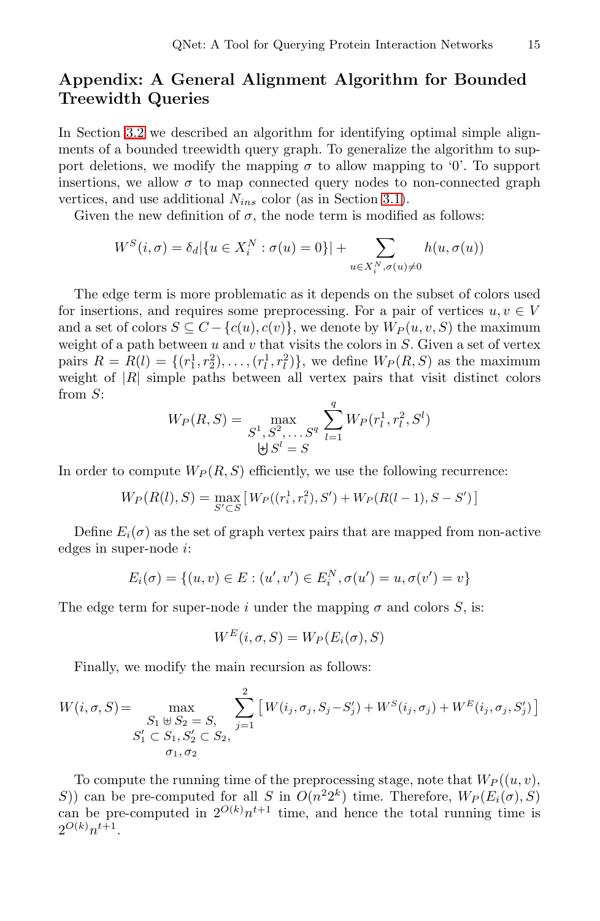## Appendix: A General Alignment Algorithm for Bounded Treewidth Queries

In Section 3.2 we described an algorithm for identifying optimal simple alignments of a bounded treewidth query graph. To generalize the algorithm to support deletions, we modify the mapping $\sigma$ to allow mapping to '0'. To support insertions, we allow $\sigma$ to map connected query nodes to non-connected graph vertices, and use additional $N_{ins}$ color (as in Section 3.1).

Given the new definition of $\sigma$, the node term is modified as follows:

$$W^S(i,\sigma) = \delta_d|\{u \in X_i^N : \sigma(u) = 0\}| + \sum_{u \in X_i^N, \sigma(u) \neq 0} h(u, \sigma(u))$$

The edge term is more problematic as it depends on the subset of colors used for insertions, and requires some preprocessing. For a pair of vertices $u, v \in V$ and a set of colors $S \subseteq C - \{c(u), c(v)\}$, we denote by $W_P(u, v, S)$ the maximum weight of a path between $u$ and $v$ that visits the colors in $S$. Given a set of vertex pairs $R = R(l) = \{(r_1^1, r_2^1), \ldots, (r_l^1, r_l^2)\}$, we define $W_P(R, S)$ as the maximum weight of $|R|$ simple paths between all vertex pairs that visit distinct colors from $S$:

$$W_P(R,S) = \max_{\substack{S^1, S^2, \ldots S^q \\ \biguplus S^l = S}} \sum_{l=1}^{q} W_P(r_l^1, r_l^2, S^l)$$

In order to compute $W_P(R, S)$ efficiently, we use the following recurrence:

$$W_P(R(l), S) = \max_{S' \subset S} \left[ W_P((r_i^1, r_i^2), S') + W_P(R(l-1), S - S') \right]$$

Define $E_i(\sigma)$ as the set of graph vertex pairs that are mapped from non-active edges in super-node $i$:

$$E_i(\sigma) = \{(u, v) \in E : (u', v') \in E_i^N, \sigma(u') = u, \sigma(v') = v\}$$

The edge term for super-node $i$ under the mapping $\sigma$ and colors $S$, is:

$$W^E(i, \sigma, S) = W_P(E_i(\sigma), S)$$

Finally, we modify the main recursion as follows:

$$W(i,\sigma,S) = \max_{\substack{S_1 \uplus S_2 = S, \\ S_1' \subset S_1, S_2' \subset S_2, \\ \sigma_1, \sigma_2}} \sum_{j=1}^{2} \left[ W(i_j, \sigma_j, S_j - S_j') + W^S(i_j, \sigma_j) + W^E(i_j, \sigma_j, S_j') \right]$$

To compute the running time of the preprocessing stage, note that $W_P((u, v), S))$ can be pre-computed for all $S$ in $O(n^2 2^k)$ time. Therefore, $W_P(E_i(\sigma), S)$ can be pre-computed in $2^{O(k)} n^{t+1}$ time, and hence the total running time is $2^{O(k)} n^{t+1}$.